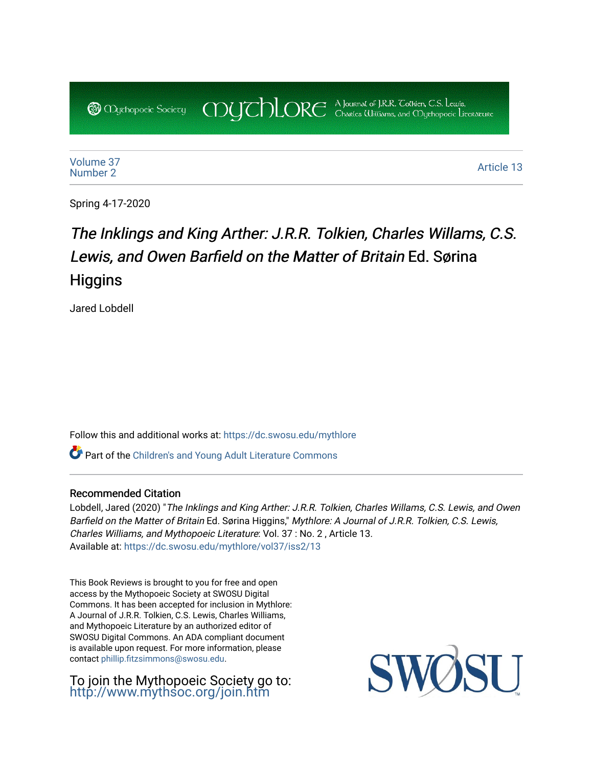Volume 37
Number 2

Article 13

Spring 4-17-2020

# *The Inklings and King Arther: J.R.R. Tolkien, Charles Willams, C.S. Lewis, and Owen Barfield on the Matter of Britain* Ed. Sørina Higgins

Jared Lobdell

Follow this and additional works at: https://dc.swosu.edu/mythlore

Part of the Children's and Young Adult Literature Commons

## Recommended Citation

Lobdell, Jared (2020) "*The Inklings and King Arther: J.R.R. Tolkien, Charles Willams, C.S. Lewis, and Owen Barfield on the Matter of Britain* Ed. Sørina Higgins," *Mythlore: A Journal of J.R.R. Tolkien, C.S. Lewis, Charles Williams, and Mythopoeic Literature*: Vol. 37 : No. 2 , Article 13.
Available at: https://dc.swosu.edu/mythlore/vol37/iss2/13

This Book Reviews is brought to you for free and open access by the Mythopoeic Society at SWOSU Digital Commons. It has been accepted for inclusion in Mythlore: A Journal of J.R.R. Tolkien, C.S. Lewis, Charles Williams, and Mythopoeic Literature by an authorized editor of SWOSU Digital Commons. An ADA compliant document is available upon request. For more information, please contact phillip.fitzsimmons@swosu.edu.

To join the Mythopoeic Society go to: http://www.mythsoc.org/join.htm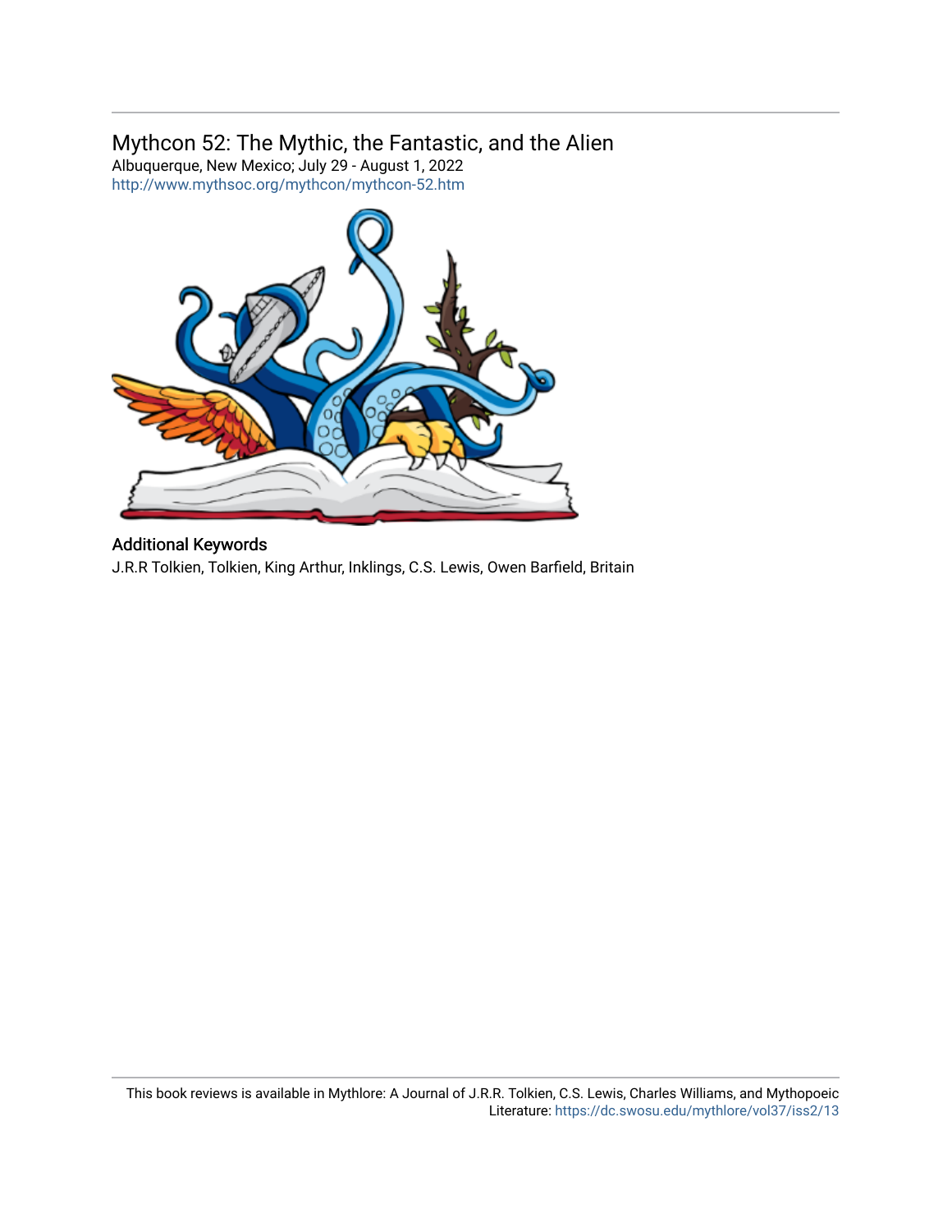Mythcon 52: The Mythic, the Fantastic, and the Alien

Albuquerque, New Mexico; July 29 - August 1, 2022

http://www.mythsoc.org/mythcon/mythcon-52.htm

## Additional Keywords

J.R.R Tolkien, Tolkien, King Arthur, Inklings, C.S. Lewis, Owen Barfield, Britain

This book reviews is available in Mythlore: A Journal of J.R.R. Tolkien, C.S. Lewis, Charles Williams, and Mythopoeic Literature: https://dc.swosu.edu/mythlore/vol37/iss2/13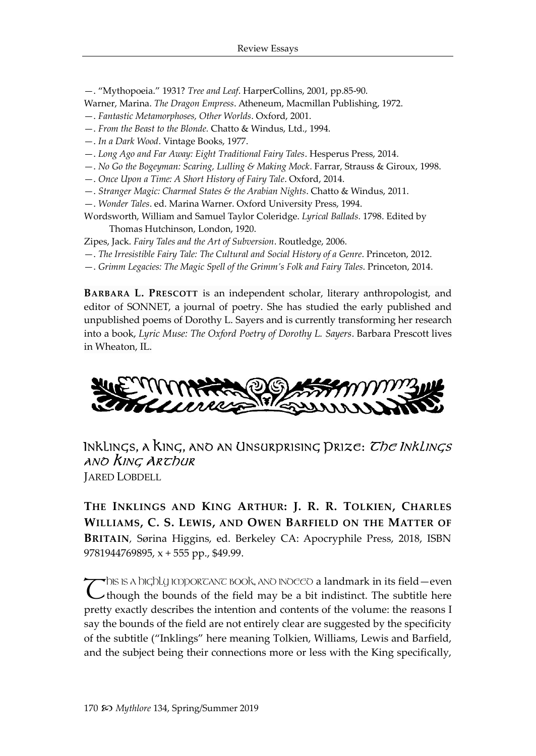—. "Mythopoeia." 1931? *Tree and Leaf*. HarperCollins, 2001, pp.85-90.

Warner, Marina. *The Dragon Empress*. Atheneum, Macmillan Publishing, 1972.

—. *Fantastic Metamorphoses, Other Worlds*. Oxford, 2001.

—. *From the Beast to the Blonde.* Chatto & Windus, Ltd., 1994.

—. *In a Dark Wood*. Vintage Books, 1977.

—. *Long Ago and Far Away: Eight Traditional Fairy Tales*. Hesperus Press, 2014.

—. *No Go the Bogeyman: Scaring, Lulling & Making Mock*. Farrar, Strauss & Giroux, 1998.

—. *Once Upon a Time: A Short History of Fairy Tale*. Oxford, 2014.

—. *Stranger Magic: Charmed States & the Arabian Nights*. Chatto & Windus, 2011.

—. *Wonder Tales*. ed. Marina Warner. Oxford University Press, 1994.

Wordsworth, William and Samuel Taylor Coleridge. *Lyrical Ballads.* 1798. Edited by Thomas Hutchinson, London, 1920.

Zipes, Jack. *Fairy Tales and the Art of Subversion*. Routledge, 2006.

—. *The Irresistible Fairy Tale: The Cultural and Social History of a Genre*. Princeton, 2012.

—. *Grimm Legacies: The Magic Spell of the Grimm's Folk and Fairy Tales.* Princeton, 2014.

**Barbara L. Prescott** is an independent scholar, literary anthropologist, and editor of SONNET, a journal of poetry. She has studied the early published and unpublished poems of Dorothy L. Sayers and is currently transforming her research into a book, *Lyric Muse: The Oxford Poetry of Dorothy L. Sayers*. Barbara Prescott lives in Wheaton, IL.

## Inklings, a King, and an Unsurprising Prize: *The Inklings and King Arthur*

Jared Lobdell

**The Inklings and King Arthur: J. R. R. Tolkien, Charles Williams, C. S. Lewis, and Owen Barfield on the Matter of Britain**, Sørina Higgins, ed. Berkeley CA: Apocryphile Press, 2018, ISBN 9781944769895, x + 555 pp., $49.99.

This is a highly important book, and indeed a landmark in its field—even though the bounds of the field may be a bit indistinct. The subtitle here pretty exactly describes the intention and contents of the volume: the reasons I say the bounds of the field are not entirely clear are suggested by the specificity of the subtitle ("Inklings" here meaning Tolkien, Williams, Lewis and Barfield, and the subject being their connections more or less with the King specifically,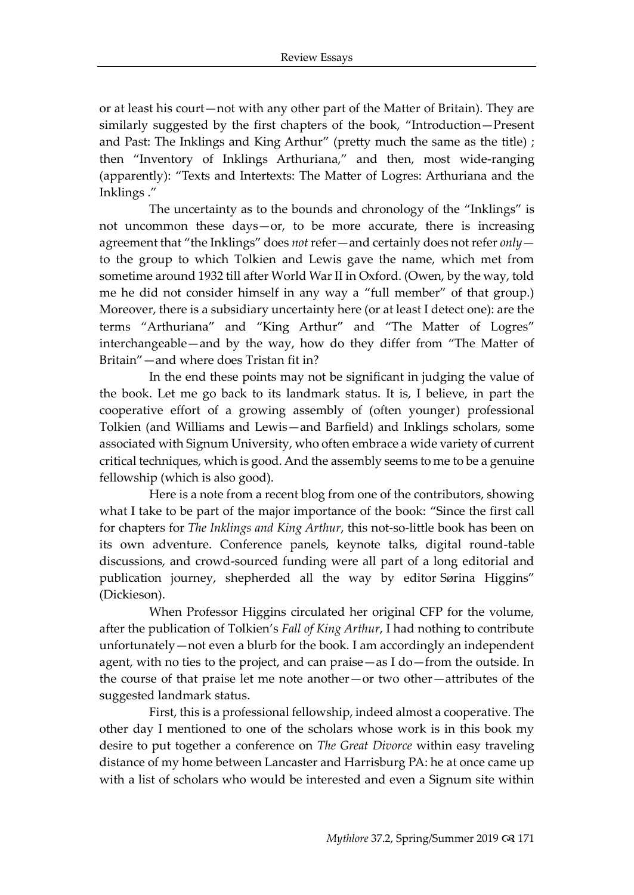or at least his court—not with any other part of the Matter of Britain). They are similarly suggested by the first chapters of the book, "Introduction—Present and Past: The Inklings and King Arthur" (pretty much the same as the title) ; then "Inventory of Inklings Arthuriana," and then, most wide-ranging (apparently): "Texts and Intertexts: The Matter of Logres: Arthuriana and the Inklings ."

The uncertainty as to the bounds and chronology of the "Inklings" is not uncommon these days—or, to be more accurate, there is increasing agreement that "the Inklings" does *not* refer—and certainly does not refer *only*—to the group to which Tolkien and Lewis gave the name, which met from sometime around 1932 till after World War II in Oxford. (Owen, by the way, told me he did not consider himself in any way a "full member" of that group.) Moreover, there is a subsidiary uncertainty here (or at least I detect one): are the terms "Arthuriana" and "King Arthur" and "The Matter of Logres" interchangeable—and by the way, how do they differ from "The Matter of Britain"—and where does Tristan fit in?

In the end these points may not be significant in judging the value of the book. Let me go back to its landmark status. It is, I believe, in part the cooperative effort of a growing assembly of (often younger) professional Tolkien (and Williams and Lewis—and Barfield) and Inklings scholars, some associated with Signum University, who often embrace a wide variety of current critical techniques, which is good. And the assembly seems to me to be a genuine fellowship (which is also good).

Here is a note from a recent blog from one of the contributors, showing what I take to be part of the major importance of the book: "Since the first call for chapters for *The Inklings and King Arthur*, this not-so-little book has been on its own adventure. Conference panels, keynote talks, digital round-table discussions, and crowd-sourced funding were all part of a long editorial and publication journey, shepherded all the way by editor Sørina Higgins" (Dickieson).

When Professor Higgins circulated her original CFP for the volume, after the publication of Tolkien's *Fall of King Arthur*, I had nothing to contribute unfortunately—not even a blurb for the book. I am accordingly an independent agent, with no ties to the project, and can praise—as I do—from the outside. In the course of that praise let me note another—or two other—attributes of the suggested landmark status.

First, this is a professional fellowship, indeed almost a cooperative. The other day I mentioned to one of the scholars whose work is in this book my desire to put together a conference on *The Great Divorce* within easy traveling distance of my home between Lancaster and Harrisburg PA: he at once came up with a list of scholars who would be interested and even a Signum site within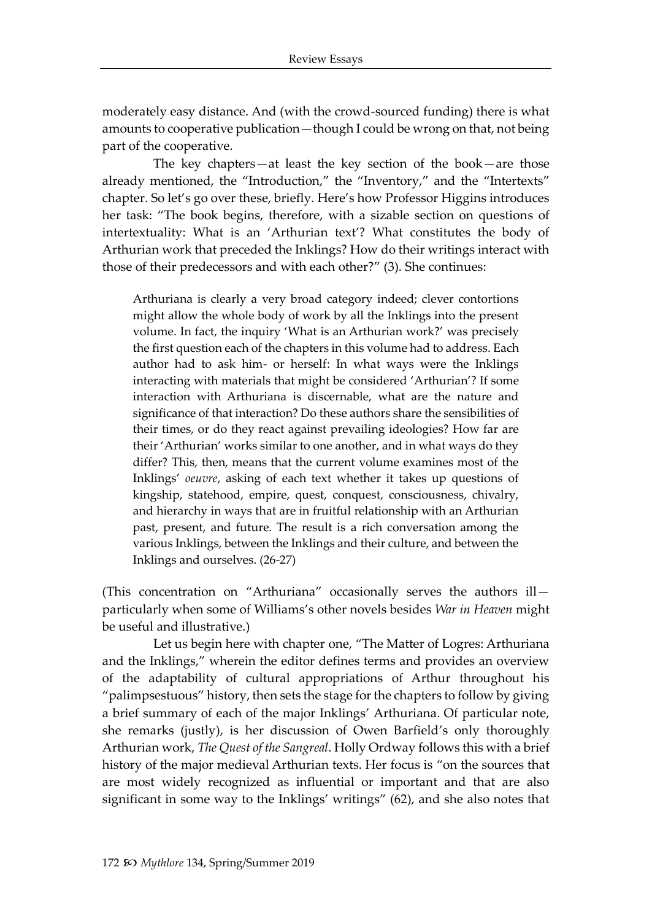moderately easy distance. And (with the crowd-sourced funding) there is what amounts to cooperative publication—though I could be wrong on that, not being part of the cooperative.

The key chapters—at least the key section of the book—are those already mentioned, the "Introduction," the "Inventory," and the "Intertexts" chapter. So let's go over these, briefly. Here's how Professor Higgins introduces her task: "The book begins, therefore, with a sizable section on questions of intertextuality: What is an 'Arthurian text'? What constitutes the body of Arthurian work that preceded the Inklings? How do their writings interact with those of their predecessors and with each other?" (3). She continues:

> Arthuriana is clearly a very broad category indeed; clever contortions might allow the whole body of work by all the Inklings into the present volume. In fact, the inquiry 'What is an Arthurian work?' was precisely the first question each of the chapters in this volume had to address. Each author had to ask him- or herself: In what ways were the Inklings interacting with materials that might be considered 'Arthurian'? If some interaction with Arthuriana is discernable, what are the nature and significance of that interaction? Do these authors share the sensibilities of their times, or do they react against prevailing ideologies? How far are their 'Arthurian' works similar to one another, and in what ways do they differ? This, then, means that the current volume examines most of the Inklings' *oeuvre*, asking of each text whether it takes up questions of kingship, statehood, empire, quest, conquest, consciousness, chivalry, and hierarchy in ways that are in fruitful relationship with an Arthurian past, present, and future. The result is a rich conversation among the various Inklings, between the Inklings and their culture, and between the Inklings and ourselves. (26-27)

(This concentration on "Arthuriana" occasionally serves the authors ill—particularly when some of Williams's other novels besides *War in Heaven* might be useful and illustrative.)

Let us begin here with chapter one, "The Matter of Logres: Arthuriana and the Inklings," wherein the editor defines terms and provides an overview of the adaptability of cultural appropriations of Arthur throughout his "palimpsestuous" history, then sets the stage for the chapters to follow by giving a brief summary of each of the major Inklings' Arthuriana. Of particular note, she remarks (justly), is her discussion of Owen Barfield's only thoroughly Arthurian work, *The Quest of the Sangreal*. Holly Ordway follows this with a brief history of the major medieval Arthurian texts. Her focus is "on the sources that are most widely recognized as influential or important and that are also significant in some way to the Inklings' writings" (62), and she also notes that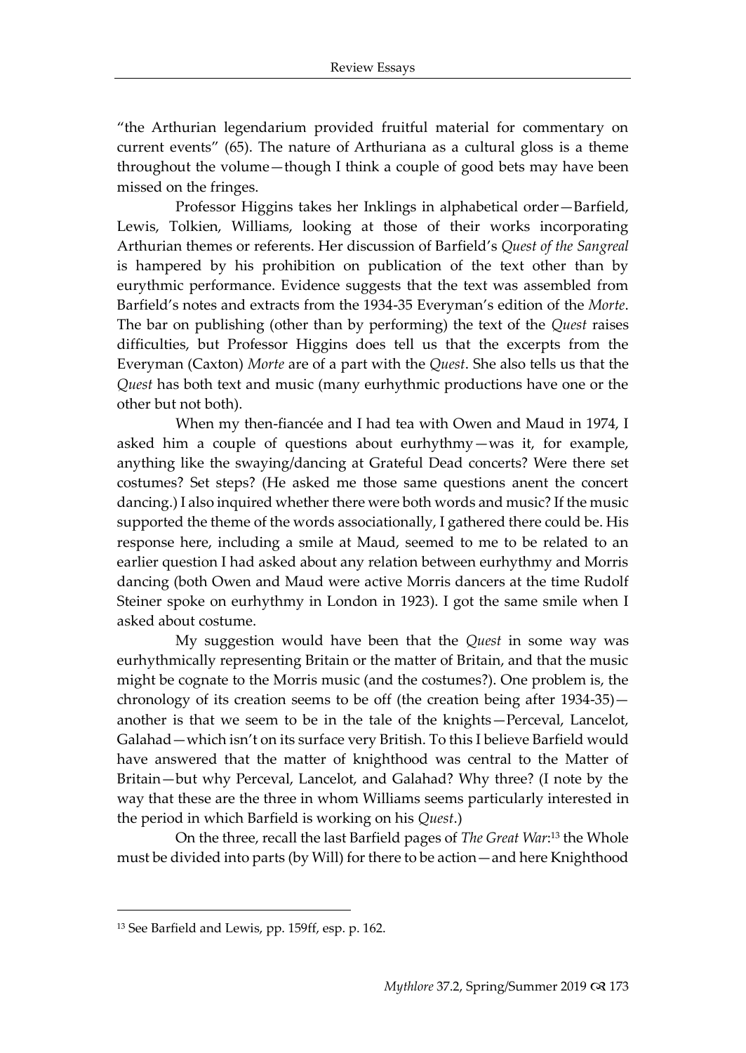"the Arthurian legendarium provided fruitful material for commentary on current events" (65). The nature of Arthuriana as a cultural gloss is a theme throughout the volume—though I think a couple of good bets may have been missed on the fringes.

Professor Higgins takes her Inklings in alphabetical order—Barfield, Lewis, Tolkien, Williams, looking at those of their works incorporating Arthurian themes or referents. Her discussion of Barfield's *Quest of the Sangreal* is hampered by his prohibition on publication of the text other than by eurythmic performance. Evidence suggests that the text was assembled from Barfield's notes and extracts from the 1934-35 Everyman's edition of the *Morte*. The bar on publishing (other than by performing) the text of the *Quest* raises difficulties, but Professor Higgins does tell us that the excerpts from the Everyman (Caxton) *Morte* are of a part with the *Quest*. She also tells us that the *Quest* has both text and music (many eurhythmic productions have one or the other but not both).

When my then-fiancée and I had tea with Owen and Maud in 1974, I asked him a couple of questions about eurhythmy—was it, for example, anything like the swaying/dancing at Grateful Dead concerts? Were there set costumes? Set steps? (He asked me those same questions anent the concert dancing.) I also inquired whether there were both words and music? If the music supported the theme of the words associationally, I gathered there could be. His response here, including a smile at Maud, seemed to me to be related to an earlier question I had asked about any relation between eurhythmy and Morris dancing (both Owen and Maud were active Morris dancers at the time Rudolf Steiner spoke on eurhythmy in London in 1923). I got the same smile when I asked about costume.

My suggestion would have been that the *Quest* in some way was eurhythmically representing Britain or the matter of Britain, and that the music might be cognate to the Morris music (and the costumes?). One problem is, the chronology of its creation seems to be off (the creation being after 1934-35)—another is that we seem to be in the tale of the knights—Perceval, Lancelot, Galahad—which isn't on its surface very British. To this I believe Barfield would have answered that the matter of knighthood was central to the Matter of Britain—but why Perceval, Lancelot, and Galahad? Why three? (I note by the way that these are the three in whom Williams seems particularly interested in the period in which Barfield is working on his *Quest*.)

On the three, recall the last Barfield pages of *The Great War*:[13] the Whole must be divided into parts (by Will) for there to be action—and here Knighthood

[13] See Barfield and Lewis, pp. 159ff, esp. p. 162.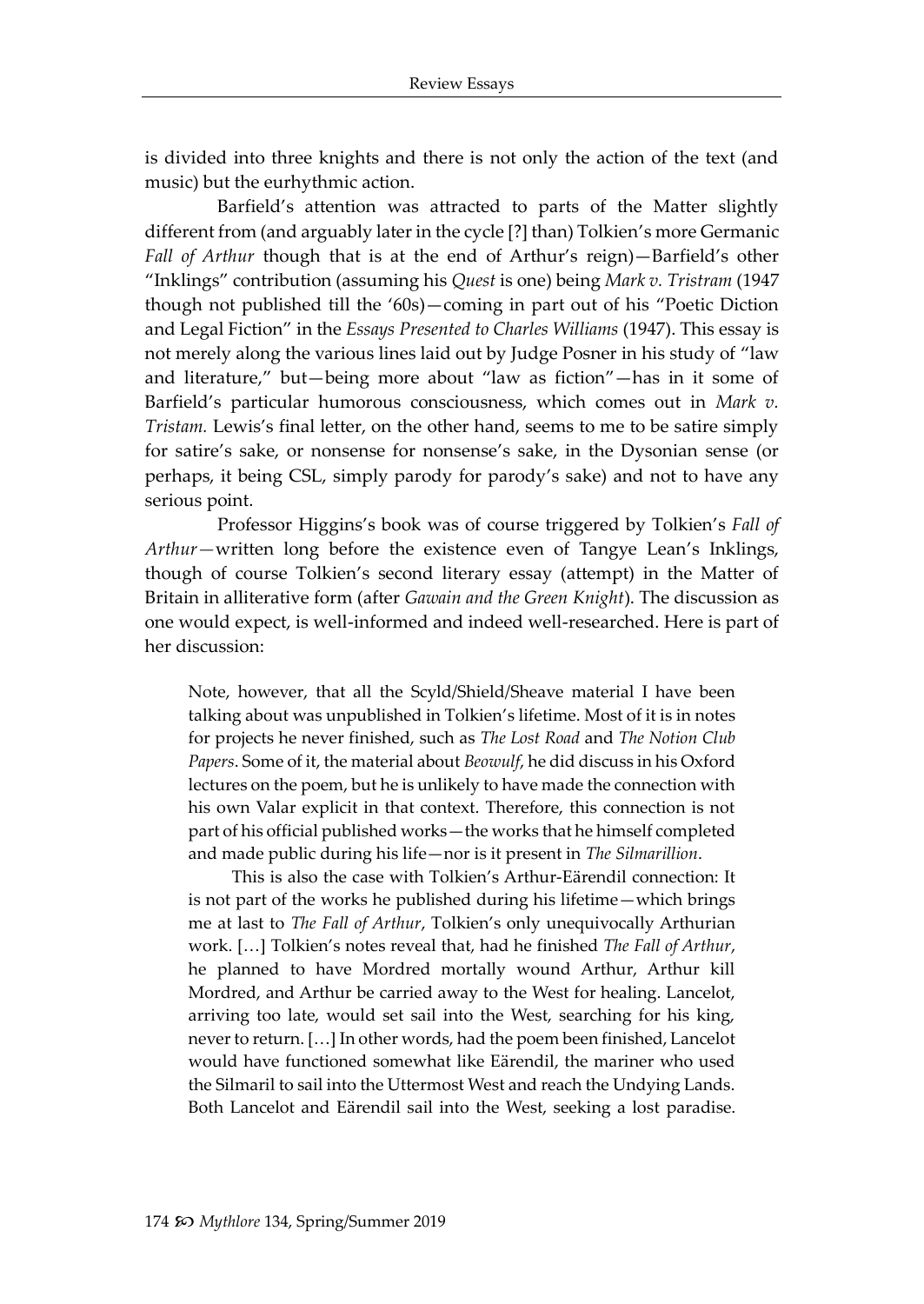is divided into three knights and there is not only the action of the text (and music) but the eurhythmic action.

Barfield's attention was attracted to parts of the Matter slightly different from (and arguably later in the cycle [?] than) Tolkien's more Germanic *Fall of Arthur* though that is at the end of Arthur's reign)—Barfield's other "Inklings" contribution (assuming his *Quest* is one) being *Mark v. Tristram* (1947 though not published till the '60s)—coming in part out of his "Poetic Diction and Legal Fiction" in the *Essays Presented to Charles Williams* (1947). This essay is not merely along the various lines laid out by Judge Posner in his study of "law and literature," but—being more about "law as fiction"—has in it some of Barfield's particular humorous consciousness, which comes out in *Mark v. Tristam.* Lewis's final letter, on the other hand, seems to me to be satire simply for satire's sake, or nonsense for nonsense's sake, in the Dysonian sense (or perhaps, it being CSL, simply parody for parody's sake) and not to have any serious point.

Professor Higgins's book was of course triggered by Tolkien's *Fall of Arthur*—written long before the existence even of Tangye Lean's Inklings, though of course Tolkien's second literary essay (attempt) in the Matter of Britain in alliterative form (after *Gawain and the Green Knight*). The discussion as one would expect, is well-informed and indeed well-researched. Here is part of her discussion:

> Note, however, that all the Scyld/Shield/Sheave material I have been talking about was unpublished in Tolkien's lifetime. Most of it is in notes for projects he never finished, such as *The Lost Road* and *The Notion Club Papers*. Some of it, the material about *Beowulf*, he did discuss in his Oxford lectures on the poem, but he is unlikely to have made the connection with his own Valar explicit in that context. Therefore, this connection is not part of his official published works—the works that he himself completed and made public during his life—nor is it present in *The Silmarillion*.
>
> This is also the case with Tolkien's Arthur-Eärendil connection: It is not part of the works he published during his lifetime—which brings me at last to *The Fall of Arthur*, Tolkien's only unequivocally Arthurian work. […] Tolkien's notes reveal that, had he finished *The Fall of Arthur*, he planned to have Mordred mortally wound Arthur, Arthur kill Mordred, and Arthur be carried away to the West for healing. Lancelot, arriving too late, would set sail into the West, searching for his king, never to return. […] In other words, had the poem been finished, Lancelot would have functioned somewhat like Eärendil, the mariner who used the Silmaril to sail into the Uttermost West and reach the Undying Lands. Both Lancelot and Eärendil sail into the West, seeking a lost paradise.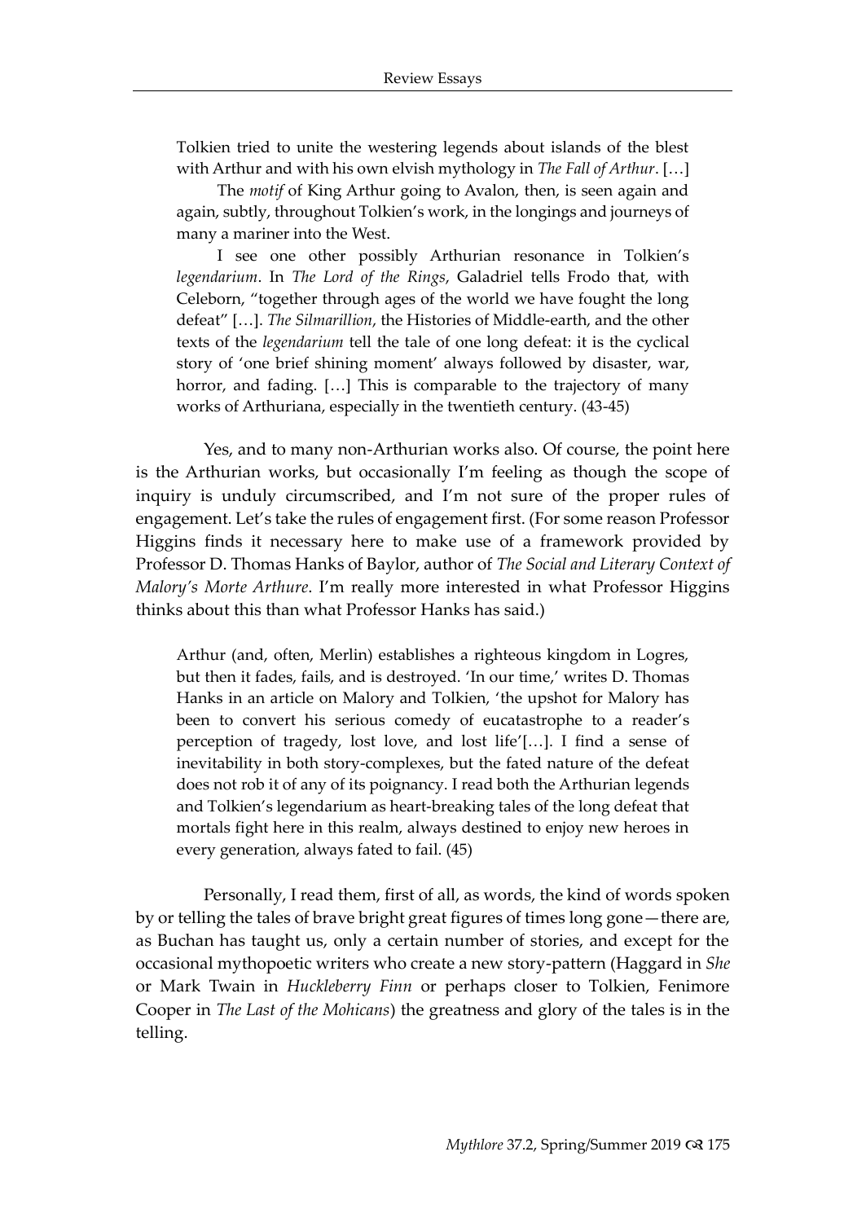> Tolkien tried to unite the westering legends about islands of the blest with Arthur and with his own elvish mythology in *The Fall of Arthur*. […]
>
> The *motif* of King Arthur going to Avalon, then, is seen again and again, subtly, throughout Tolkien's work, in the longings and journeys of many a mariner into the West.
>
> I see one other possibly Arthurian resonance in Tolkien's *legendarium*. In *The Lord of the Rings*, Galadriel tells Frodo that, with Celeborn, "together through ages of the world we have fought the long defeat" […]. *The Silmarillion*, the Histories of Middle-earth, and the other texts of the *legendarium* tell the tale of one long defeat: it is the cyclical story of 'one brief shining moment' always followed by disaster, war, horror, and fading. […] This is comparable to the trajectory of many works of Arthuriana, especially in the twentieth century. (43-45)

Yes, and to many non-Arthurian works also. Of course, the point here is the Arthurian works, but occasionally I'm feeling as though the scope of inquiry is unduly circumscribed, and I'm not sure of the proper rules of engagement. Let's take the rules of engagement first. (For some reason Professor Higgins finds it necessary here to make use of a framework provided by Professor D. Thomas Hanks of Baylor, author of *The Social and Literary Context of Malory's Morte Arthure*. I'm really more interested in what Professor Higgins thinks about this than what Professor Hanks has said.)

> Arthur (and, often, Merlin) establishes a righteous kingdom in Logres, but then it fades, fails, and is destroyed. 'In our time,' writes D. Thomas Hanks in an article on Malory and Tolkien, 'the upshot for Malory has been to convert his serious comedy of eucatastrophe to a reader's perception of tragedy, lost love, and lost life'[…]. I find a sense of inevitability in both story-complexes, but the fated nature of the defeat does not rob it of any of its poignancy. I read both the Arthurian legends and Tolkien's legendarium as heart-breaking tales of the long defeat that mortals fight here in this realm, always destined to enjoy new heroes in every generation, always fated to fail. (45)

Personally, I read them, first of all, as words, the kind of words spoken by or telling the tales of brave bright great figures of times long gone—there are, as Buchan has taught us, only a certain number of stories, and except for the occasional mythopoetic writers who create a new story-pattern (Haggard in *She* or Mark Twain in *Huckleberry Finn* or perhaps closer to Tolkien, Fenimore Cooper in *The Last of the Mohicans*) the greatness and glory of the tales is in the telling.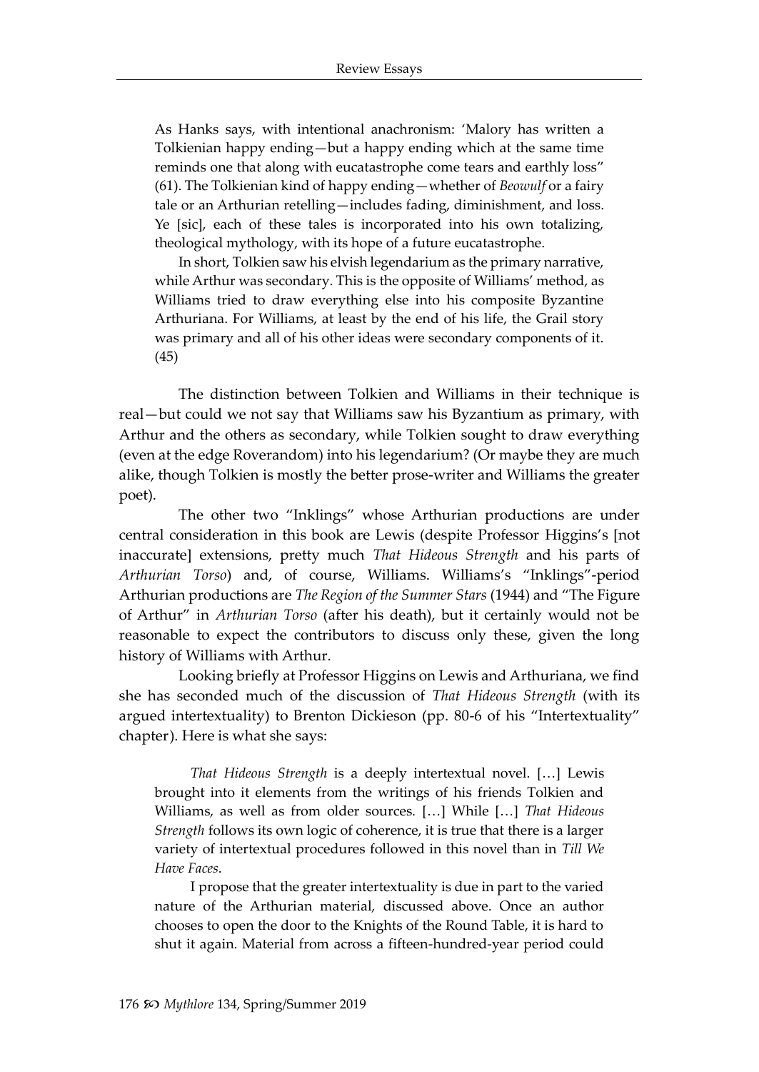> As Hanks says, with intentional anachronism: 'Malory has written a Tolkienian happy ending—but a happy ending which at the same time reminds one that along with eucatastrophe come tears and earthly loss" (61). The Tolkienian kind of happy ending—whether of *Beowulf* or a fairy tale or an Arthurian retelling—includes fading, diminishment, and loss. Ye [sic], each of these tales is incorporated into his own totalizing, theological mythology, with its hope of a future eucatastrophe.
>
> In short, Tolkien saw his elvish legendarium as the primary narrative, while Arthur was secondary. This is the opposite of Williams' method, as Williams tried to draw everything else into his composite Byzantine Arthuriana. For Williams, at least by the end of his life, the Grail story was primary and all of his other ideas were secondary components of it. (45)

The distinction between Tolkien and Williams in their technique is real—but could we not say that Williams saw his Byzantium as primary, with Arthur and the others as secondary, while Tolkien sought to draw everything (even at the edge Roverandom) into his legendarium? (Or maybe they are much alike, though Tolkien is mostly the better prose-writer and Williams the greater poet).

The other two "Inklings" whose Arthurian productions are under central consideration in this book are Lewis (despite Professor Higgins's [not inaccurate] extensions, pretty much *That Hideous Strength* and his parts of *Arthurian Torso*) and, of course, Williams. Williams's "Inklings"-period Arthurian productions are *The Region of the Summer Stars* (1944) and "The Figure of Arthur" in *Arthurian Torso* (after his death), but it certainly would not be reasonable to expect the contributors to discuss only these, given the long history of Williams with Arthur.

Looking briefly at Professor Higgins on Lewis and Arthuriana, we find she has seconded much of the discussion of *That Hideous Strength* (with its argued intertextuality) to Brenton Dickieson (pp. 80-6 of his "Intertextuality" chapter). Here is what she says:

> *That Hideous Strength* is a deeply intertextual novel. […] Lewis brought into it elements from the writings of his friends Tolkien and Williams, as well as from older sources. […] While […] *That Hideous Strength* follows its own logic of coherence, it is true that there is a larger variety of intertextual procedures followed in this novel than in *Till We Have Faces*.
>
> I propose that the greater intertextuality is due in part to the varied nature of the Arthurian material, discussed above. Once an author chooses to open the door to the Knights of the Round Table, it is hard to shut it again. Material from across a fifteen-hundred-year period could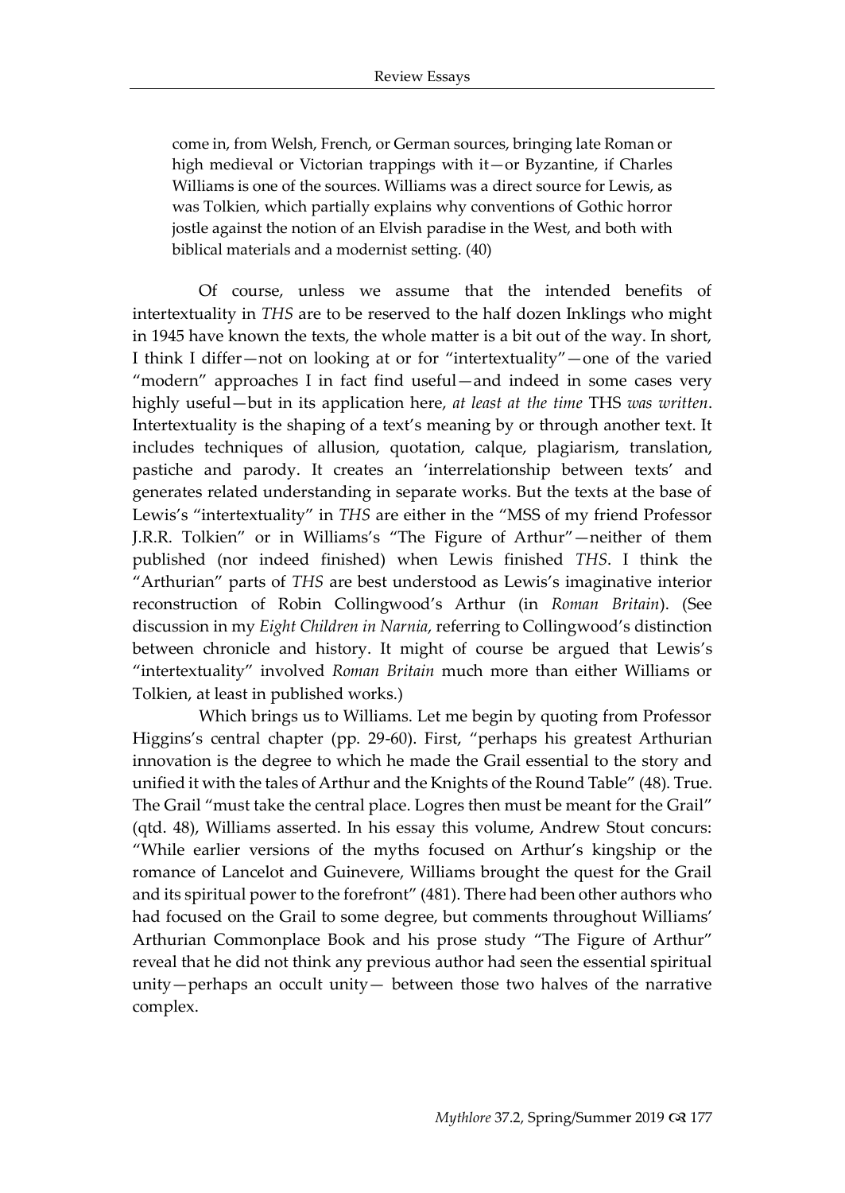come in, from Welsh, French, or German sources, bringing late Roman or high medieval or Victorian trappings with it—or Byzantine, if Charles Williams is one of the sources. Williams was a direct source for Lewis, as was Tolkien, which partially explains why conventions of Gothic horror jostle against the notion of an Elvish paradise in the West, and both with biblical materials and a modernist setting. (40)

Of course, unless we assume that the intended benefits of intertextuality in *THS* are to be reserved to the half dozen Inklings who might in 1945 have known the texts, the whole matter is a bit out of the way. In short, I think I differ—not on looking at or for "intertextuality"—one of the varied "modern" approaches I in fact find useful—and indeed in some cases very highly useful—but in its application here, *at least at the time* THS *was written*. Intertextuality is the shaping of a text's meaning by or through another text. It includes techniques of allusion, quotation, calque, plagiarism, translation, pastiche and parody. It creates an 'interrelationship between texts' and generates related understanding in separate works. But the texts at the base of Lewis's "intertextuality" in *THS* are either in the "MSS of my friend Professor J.R.R. Tolkien" or in Williams's "The Figure of Arthur"—neither of them published (nor indeed finished) when Lewis finished *THS*. I think the "Arthurian" parts of *THS* are best understood as Lewis's imaginative interior reconstruction of Robin Collingwood's Arthur (in *Roman Britain*). (See discussion in my *Eight Children in Narnia*, referring to Collingwood's distinction between chronicle and history. It might of course be argued that Lewis's "intertextuality" involved *Roman Britain* much more than either Williams or Tolkien, at least in published works.)

Which brings us to Williams. Let me begin by quoting from Professor Higgins's central chapter (pp. 29-60). First, "perhaps his greatest Arthurian innovation is the degree to which he made the Grail essential to the story and unified it with the tales of Arthur and the Knights of the Round Table" (48). True. The Grail "must take the central place. Logres then must be meant for the Grail" (qtd. 48), Williams asserted. In his essay this volume, Andrew Stout concurs: "While earlier versions of the myths focused on Arthur's kingship or the romance of Lancelot and Guinevere, Williams brought the quest for the Grail and its spiritual power to the forefront" (481). There had been other authors who had focused on the Grail to some degree, but comments throughout Williams' Arthurian Commonplace Book and his prose study "The Figure of Arthur" reveal that he did not think any previous author had seen the essential spiritual unity—perhaps an occult unity— between those two halves of the narrative complex.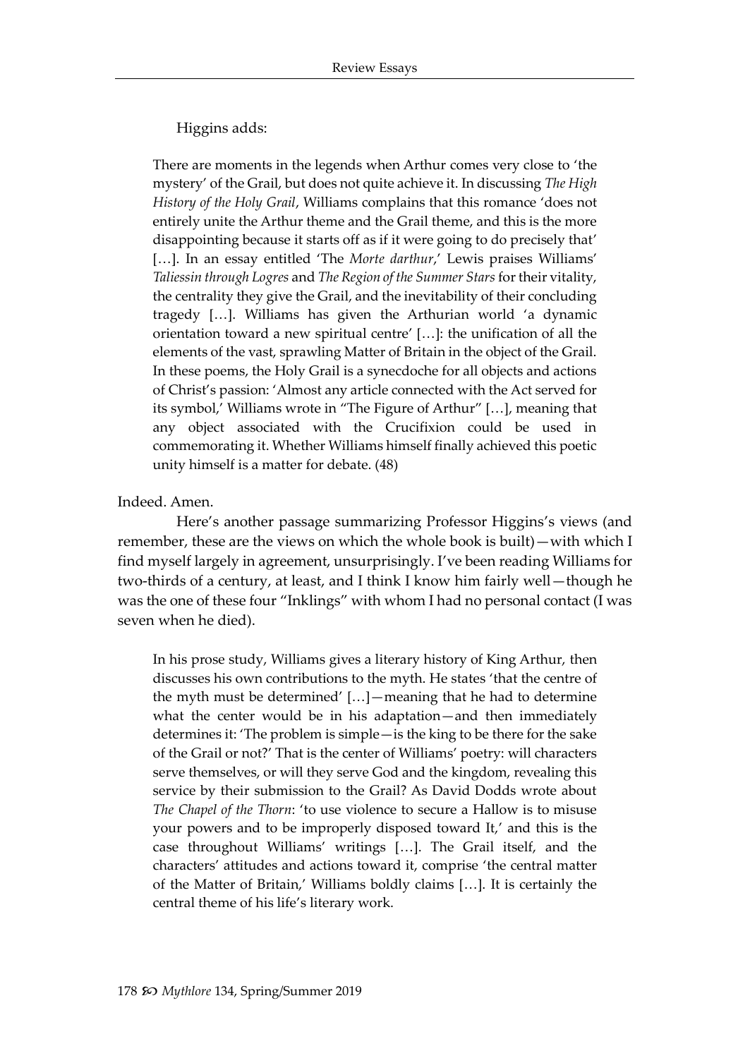Higgins adds:

> There are moments in the legends when Arthur comes very close to 'the mystery' of the Grail, but does not quite achieve it. In discussing *The High History of the Holy Grail*, Williams complains that this romance 'does not entirely unite the Arthur theme and the Grail theme, and this is the more disappointing because it starts off as if it were going to do precisely that' […]. In an essay entitled 'The *Morte darthur*,' Lewis praises Williams' *Taliessin through Logres* and *The Region of the Summer Stars* for their vitality, the centrality they give the Grail, and the inevitability of their concluding tragedy […]. Williams has given the Arthurian world 'a dynamic orientation toward a new spiritual centre' […]: the unification of all the elements of the vast, sprawling Matter of Britain in the object of the Grail. In these poems, the Holy Grail is a synecdoche for all objects and actions of Christ's passion: 'Almost any article connected with the Act served for its symbol,' Williams wrote in "The Figure of Arthur" […], meaning that any object associated with the Crucifixion could be used in commemorating it. Whether Williams himself finally achieved this poetic unity himself is a matter for debate. (48)

Indeed. Amen.

Here's another passage summarizing Professor Higgins's views (and remember, these are the views on which the whole book is built)—with which I find myself largely in agreement, unsurprisingly. I've been reading Williams for two-thirds of a century, at least, and I think I know him fairly well—though he was the one of these four "Inklings" with whom I had no personal contact (I was seven when he died).

> In his prose study, Williams gives a literary history of King Arthur, then discusses his own contributions to the myth. He states 'that the centre of the myth must be determined' […]—meaning that he had to determine what the center would be in his adaptation—and then immediately determines it: 'The problem is simple—is the king to be there for the sake of the Grail or not?' That is the center of Williams' poetry: will characters serve themselves, or will they serve God and the kingdom, revealing this service by their submission to the Grail? As David Dodds wrote about *The Chapel of the Thorn*: 'to use violence to secure a Hallow is to misuse your powers and to be improperly disposed toward It,' and this is the case throughout Williams' writings […]. The Grail itself, and the characters' attitudes and actions toward it, comprise 'the central matter of the Matter of Britain,' Williams boldly claims […]. It is certainly the central theme of his life's literary work.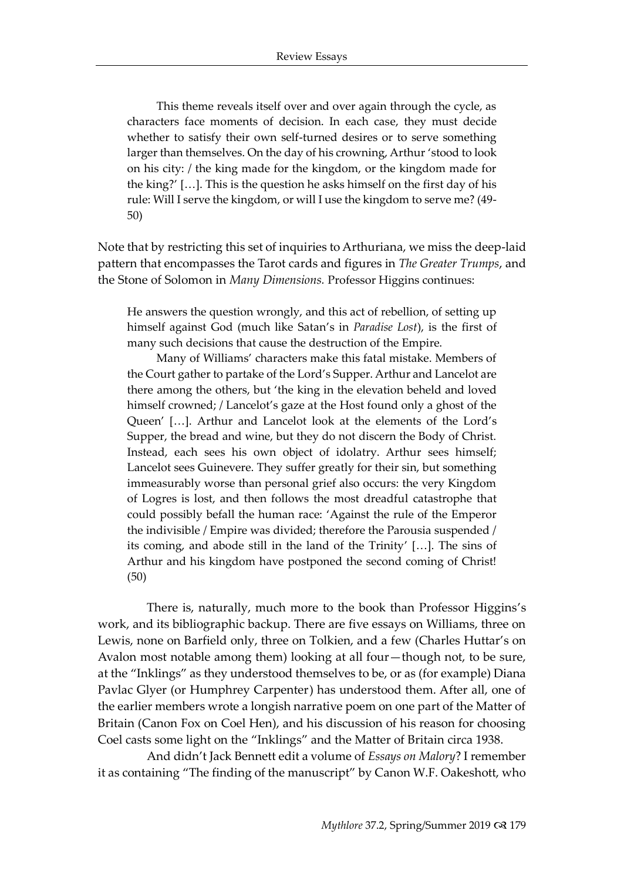This theme reveals itself over and over again through the cycle, as characters face moments of decision. In each case, they must decide whether to satisfy their own self-turned desires or to serve something larger than themselves. On the day of his crowning, Arthur 'stood to look on his city: / the king made for the kingdom, or the kingdom made for the king?' […]. This is the question he asks himself on the first day of his rule: Will I serve the kingdom, or will I use the kingdom to serve me? (49-50)

Note that by restricting this set of inquiries to Arthuriana, we miss the deep-laid pattern that encompasses the Tarot cards and figures in *The Greater Trumps*, and the Stone of Solomon in *Many Dimensions.* Professor Higgins continues:

> He answers the question wrongly, and this act of rebellion, of setting up himself against God (much like Satan's in *Paradise Lost*), is the first of many such decisions that cause the destruction of the Empire.
>
> Many of Williams' characters make this fatal mistake. Members of the Court gather to partake of the Lord's Supper. Arthur and Lancelot are there among the others, but 'the king in the elevation beheld and loved himself crowned; / Lancelot's gaze at the Host found only a ghost of the Queen' […]. Arthur and Lancelot look at the elements of the Lord's Supper, the bread and wine, but they do not discern the Body of Christ. Instead, each sees his own object of idolatry. Arthur sees himself; Lancelot sees Guinevere. They suffer greatly for their sin, but something immeasurably worse than personal grief also occurs: the very Kingdom of Logres is lost, and then follows the most dreadful catastrophe that could possibly befall the human race: 'Against the rule of the Emperor the indivisible / Empire was divided; therefore the Parousia suspended / its coming, and abode still in the land of the Trinity' […]. The sins of Arthur and his kingdom have postponed the second coming of Christ! (50)

There is, naturally, much more to the book than Professor Higgins's work, and its bibliographic backup. There are five essays on Williams, three on Lewis, none on Barfield only, three on Tolkien, and a few (Charles Huttar's on Avalon most notable among them) looking at all four—though not, to be sure, at the "Inklings" as they understood themselves to be, or as (for example) Diana Pavlac Glyer (or Humphrey Carpenter) has understood them. After all, one of the earlier members wrote a longish narrative poem on one part of the Matter of Britain (Canon Fox on Coel Hen), and his discussion of his reason for choosing Coel casts some light on the "Inklings" and the Matter of Britain circa 1938.

And didn't Jack Bennett edit a volume of *Essays on Malory*? I remember it as containing "The finding of the manuscript" by Canon W.F. Oakeshott, who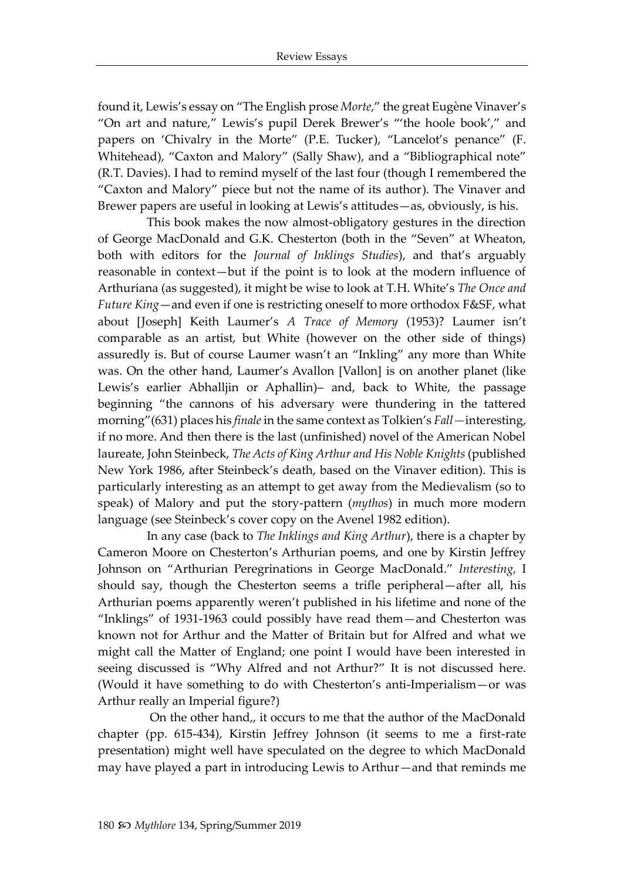found it, Lewis's essay on "The English prose *Morte*," the great Eugène Vinaver's "On art and nature," Lewis's pupil Derek Brewer's "'the hoole book'," and papers on 'Chivalry in the Morte" (P.E. Tucker), "Lancelot's penance" (F. Whitehead), "Caxton and Malory" (Sally Shaw), and a "Bibliographical note" (R.T. Davies). I had to remind myself of the last four (though I remembered the "Caxton and Malory" piece but not the name of its author). The Vinaver and Brewer papers are useful in looking at Lewis's attitudes—as, obviously, is his.

This book makes the now almost-obligatory gestures in the direction of George MacDonald and G.K. Chesterton (both in the "Seven" at Wheaton, both with editors for the *Journal of Inklings Studies*), and that's arguably reasonable in context—but if the point is to look at the modern influence of Arthuriana (as suggested), it might be wise to look at T.H. White's *The Once and Future King*—and even if one is restricting oneself to more orthodox F&SF, what about [Joseph] Keith Laumer's *A Trace of Memory* (1953)? Laumer isn't comparable as an artist, but White (however on the other side of things) assuredly is. But of course Laumer wasn't an "Inkling" any more than White was. On the other hand, Laumer's Avallon [Vallon] is on another planet (like Lewis's earlier Abhalljin or Aphallin)– and, back to White, the passage beginning "the cannons of his adversary were thundering in the tattered morning"(631) places his *finale* in the same context as Tolkien's *Fall*—interesting, if no more. And then there is the last (unfinished) novel of the American Nobel laureate, John Steinbeck, *The Acts of King Arthur and His Noble Knights* (published New York 1986, after Steinbeck's death, based on the Vinaver edition). This is particularly interesting as an attempt to get away from the Medievalism (so to speak) of Malory and put the story-pattern (*mythos*) in much more modern language (see Steinbeck's cover copy on the Avenel 1982 edition).

In any case (back to *The Inklings and King Arthur*), there is a chapter by Cameron Moore on Chesterton's Arthurian poems, and one by Kirstin Jeffrey Johnson on "Arthurian Peregrinations in George MacDonald." *Interesting,* I should say, though the Chesterton seems a trifle peripheral—after all, his Arthurian poems apparently weren't published in his lifetime and none of the "Inklings" of 1931-1963 could possibly have read them—and Chesterton was known not for Arthur and the Matter of Britain but for Alfred and what we might call the Matter of England; one point I would have been interested in seeing discussed is "Why Alfred and not Arthur?" It is not discussed here. (Would it have something to do with Chesterton's anti-Imperialism—or was Arthur really an Imperial figure?)

On the other hand,, it occurs to me that the author of the MacDonald chapter (pp. 615-434), Kirstin Jeffrey Johnson (it seems to me a first-rate presentation) might well have speculated on the degree to which MacDonald may have played a part in introducing Lewis to Arthur—and that reminds me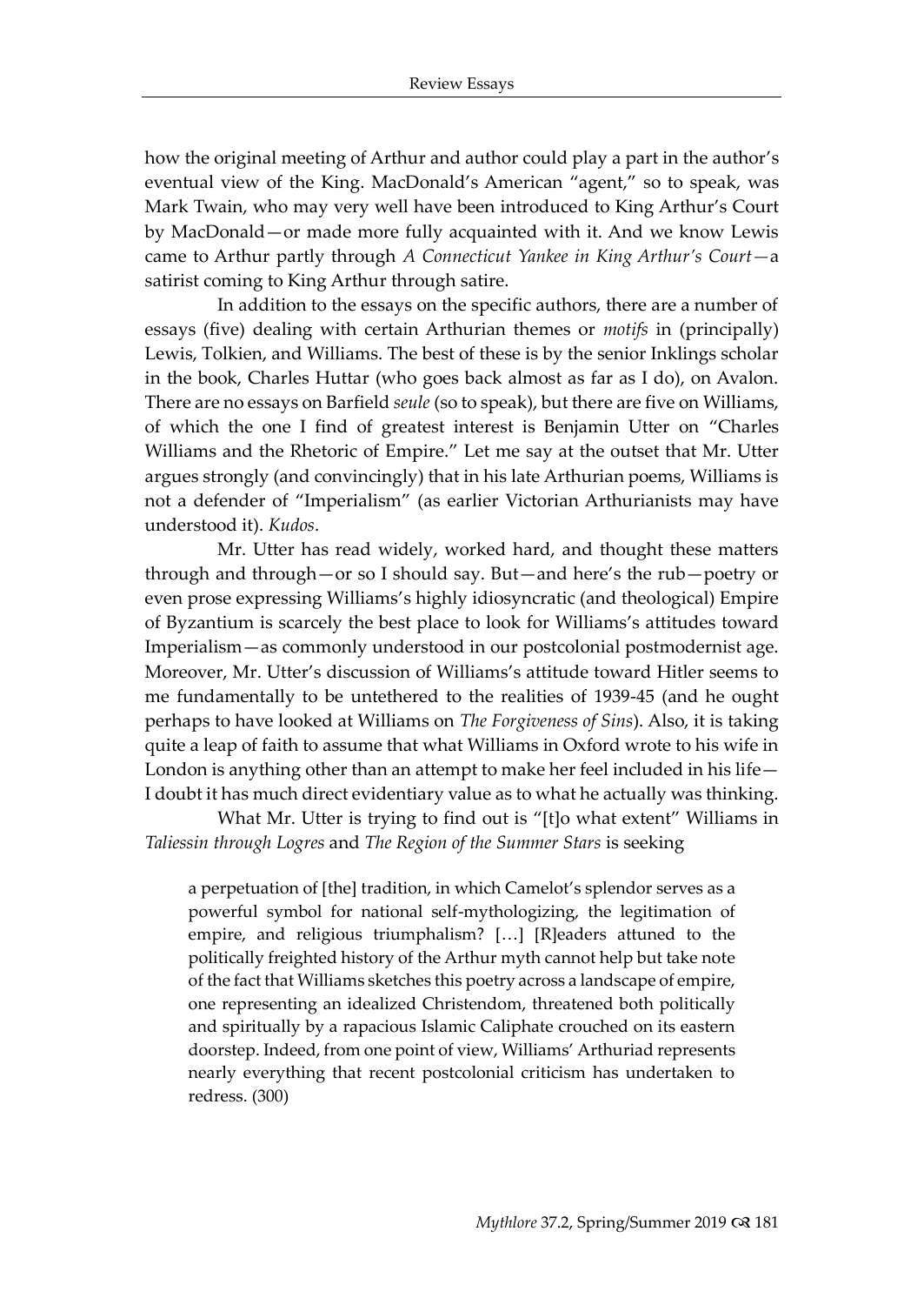how the original meeting of Arthur and author could play a part in the author's eventual view of the King. MacDonald's American "agent," so to speak, was Mark Twain, who may very well have been introduced to King Arthur's Court by MacDonald—or made more fully acquainted with it. And we know Lewis came to Arthur partly through *A Connecticut Yankee in King Arthur's Court*—a satirist coming to King Arthur through satire.

In addition to the essays on the specific authors, there are a number of essays (five) dealing with certain Arthurian themes or *motifs* in (principally) Lewis, Tolkien, and Williams. The best of these is by the senior Inklings scholar in the book, Charles Huttar (who goes back almost as far as I do), on Avalon. There are no essays on Barfield *seule* (so to speak), but there are five on Williams, of which the one I find of greatest interest is Benjamin Utter on "Charles Williams and the Rhetoric of Empire." Let me say at the outset that Mr. Utter argues strongly (and convincingly) that in his late Arthurian poems, Williams is not a defender of "Imperialism" (as earlier Victorian Arthurianists may have understood it). *Kudos*.

Mr. Utter has read widely, worked hard, and thought these matters through and through—or so I should say. But—and here's the rub—poetry or even prose expressing Williams's highly idiosyncratic (and theological) Empire of Byzantium is scarcely the best place to look for Williams's attitudes toward Imperialism—as commonly understood in our postcolonial postmodernist age. Moreover, Mr. Utter's discussion of Williams's attitude toward Hitler seems to me fundamentally to be untethered to the realities of 1939-45 (and he ought perhaps to have looked at Williams on *The Forgiveness of Sins*). Also, it is taking quite a leap of faith to assume that what Williams in Oxford wrote to his wife in London is anything other than an attempt to make her feel included in his life—I doubt it has much direct evidentiary value as to what he actually was thinking.

What Mr. Utter is trying to find out is "[t]o what extent" Williams in *Taliessin through Logres* and *The Region of the Summer Stars* is seeking

> a perpetuation of [the] tradition, in which Camelot's splendor serves as a powerful symbol for national self-mythologizing, the legitimation of empire, and religious triumphalism? […] [R]eaders attuned to the politically freighted history of the Arthur myth cannot help but take note of the fact that Williams sketches this poetry across a landscape of empire, one representing an idealized Christendom, threatened both politically and spiritually by a rapacious Islamic Caliphate crouched on its eastern doorstep. Indeed, from one point of view, Williams' Arthuriad represents nearly everything that recent postcolonial criticism has undertaken to redress. (300)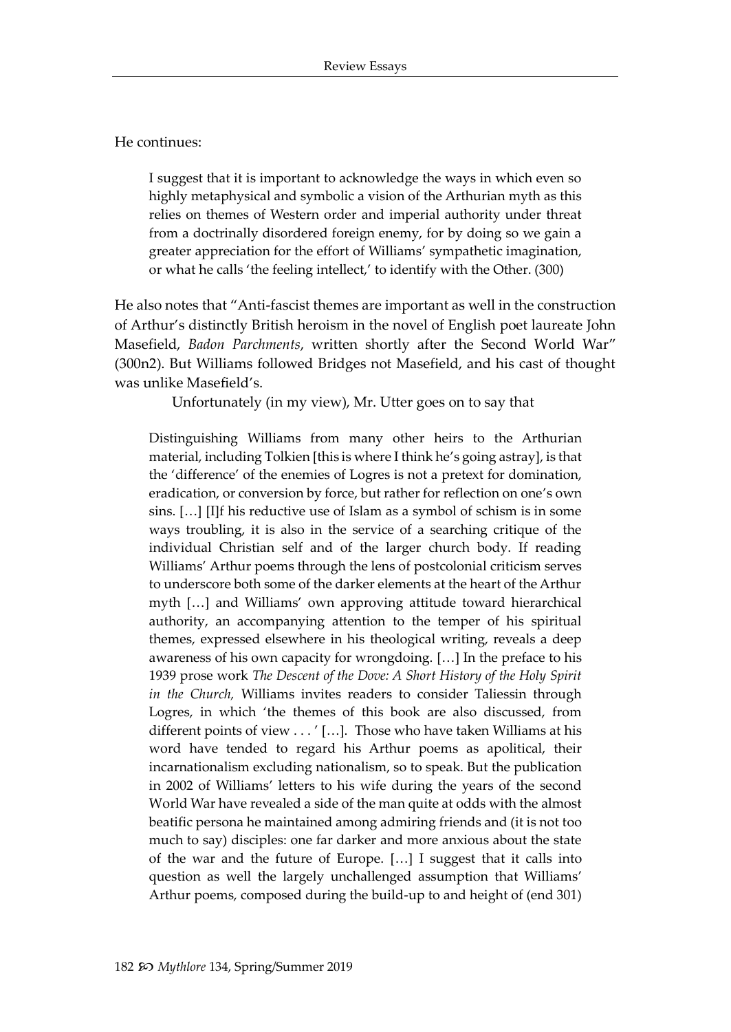He continues:

> I suggest that it is important to acknowledge the ways in which even so highly metaphysical and symbolic a vision of the Arthurian myth as this relies on themes of Western order and imperial authority under threat from a doctrinally disordered foreign enemy, for by doing so we gain a greater appreciation for the effort of Williams' sympathetic imagination, or what he calls 'the feeling intellect,' to identify with the Other. (300)

He also notes that "Anti-fascist themes are important as well in the construction of Arthur's distinctly British heroism in the novel of English poet laureate John Masefield, *Badon Parchments*, written shortly after the Second World War" (300n2). But Williams followed Bridges not Masefield, and his cast of thought was unlike Masefield's.

Unfortunately (in my view), Mr. Utter goes on to say that

> Distinguishing Williams from many other heirs to the Arthurian material, including Tolkien [this is where I think he's going astray], is that the 'difference' of the enemies of Logres is not a pretext for domination, eradication, or conversion by force, but rather for reflection on one's own sins. […] [I]f his reductive use of Islam as a symbol of schism is in some ways troubling, it is also in the service of a searching critique of the individual Christian self and of the larger church body. If reading Williams' Arthur poems through the lens of postcolonial criticism serves to underscore both some of the darker elements at the heart of the Arthur myth […] and Williams' own approving attitude toward hierarchical authority, an accompanying attention to the temper of his spiritual themes, expressed elsewhere in his theological writing, reveals a deep awareness of his own capacity for wrongdoing. […] In the preface to his 1939 prose work *The Descent of the Dove: A Short History of the Holy Spirit in the Church,* Williams invites readers to consider Taliessin through Logres, in which 'the themes of this book are also discussed, from different points of view . . . ' […]. Those who have taken Williams at his word have tended to regard his Arthur poems as apolitical, their incarnationalism excluding nationalism, so to speak. But the publication in 2002 of Williams' letters to his wife during the years of the second World War have revealed a side of the man quite at odds with the almost beatific persona he maintained among admiring friends and (it is not too much to say) disciples: one far darker and more anxious about the state of the war and the future of Europe. […] I suggest that it calls into question as well the largely unchallenged assumption that Williams' Arthur poems, composed during the build-up to and height of (end 301)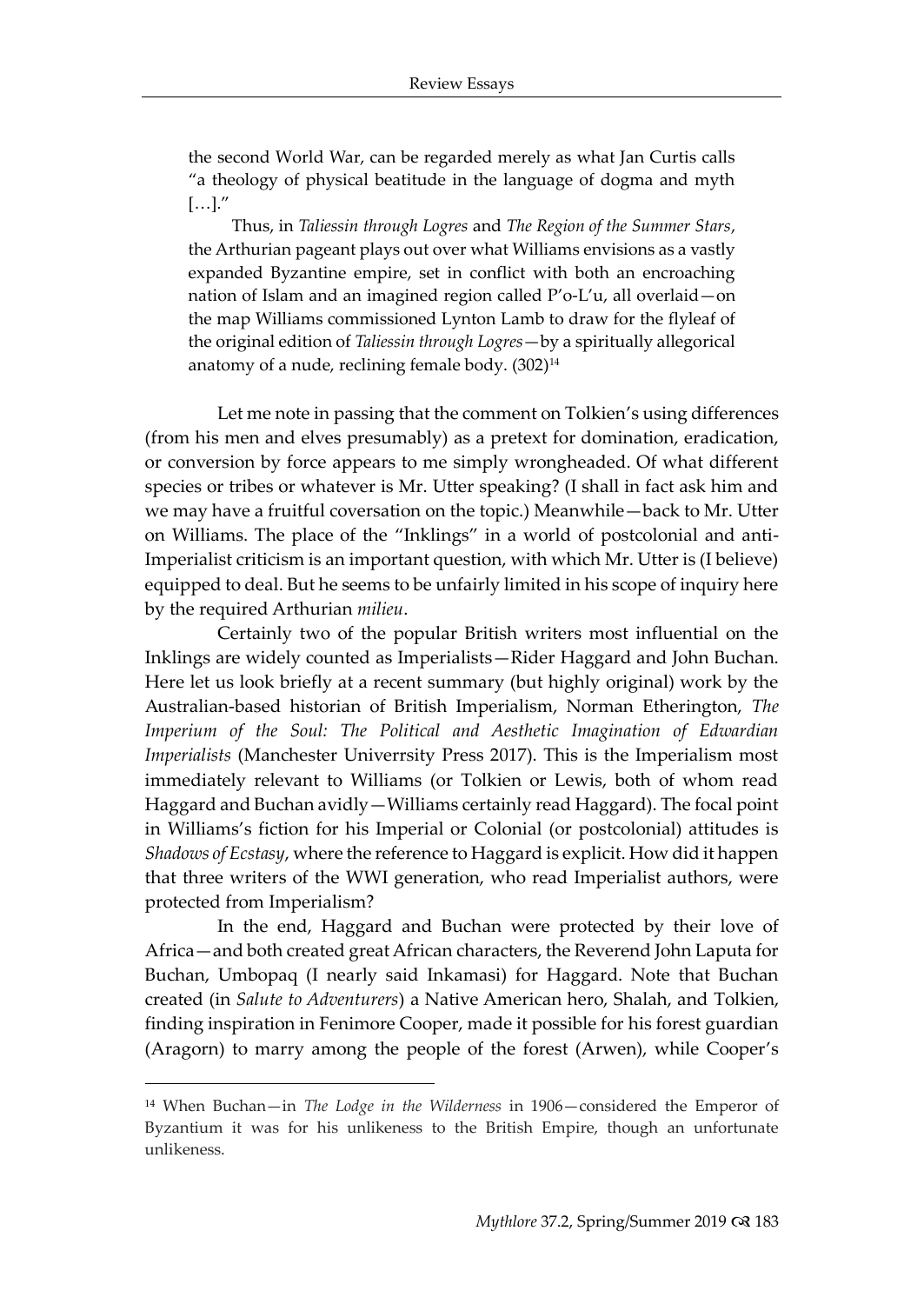> the second World War, can be regarded merely as what Jan Curtis calls "a theology of physical beatitude in the language of dogma and myth […]."
>
> Thus, in *Taliessin through Logres* and *The Region of the Summer Stars*, the Arthurian pageant plays out over what Williams envisions as a vastly expanded Byzantine empire, set in conflict with both an encroaching nation of Islam and an imagined region called P'o-L'u, all overlaid—on the map Williams commissioned Lynton Lamb to draw for the flyleaf of the original edition of *Taliessin through Logres*—by a spiritually allegorical anatomy of a nude, reclining female body. (302)[14]

Let me note in passing that the comment on Tolkien's using differences (from his men and elves presumably) as a pretext for domination, eradication, or conversion by force appears to me simply wrongheaded. Of what different species or tribes or whatever is Mr. Utter speaking? (I shall in fact ask him and we may have a fruitful coversation on the topic.) Meanwhile—back to Mr. Utter on Williams. The place of the "Inklings" in a world of postcolonial and anti-Imperialist criticism is an important question, with which Mr. Utter is (I believe) equipped to deal. But he seems to be unfairly limited in his scope of inquiry here by the required Arthurian *milieu*.

Certainly two of the popular British writers most influential on the Inklings are widely counted as Imperialists—Rider Haggard and John Buchan. Here let us look briefly at a recent summary (but highly original) work by the Australian-based historian of British Imperialism, Norman Etherington, *The Imperium of the Soul: The Political and Aesthetic Imagination of Edwardian Imperialists* (Manchester Univerrsity Press 2017). This is the Imperialism most immediately relevant to Williams (or Tolkien or Lewis, both of whom read Haggard and Buchan avidly—Williams certainly read Haggard). The focal point in Williams's fiction for his Imperial or Colonial (or postcolonial) attitudes is *Shadows of Ecstasy*, where the reference to Haggard is explicit. How did it happen that three writers of the WWI generation, who read Imperialist authors, were protected from Imperialism?

In the end, Haggard and Buchan were protected by their love of Africa—and both created great African characters, the Reverend John Laputa for Buchan, Umbopaq (I nearly said Inkamasi) for Haggard. Note that Buchan created (in *Salute to Adventurers*) a Native American hero, Shalah, and Tolkien, finding inspiration in Fenimore Cooper, made it possible for his forest guardian (Aragorn) to marry among the people of the forest (Arwen), while Cooper's

---

[14] When Buchan—in *The Lodge in the Wilderness* in 1906—considered the Emperor of Byzantium it was for his unlikeness to the British Empire, though an unfortunate unlikeness.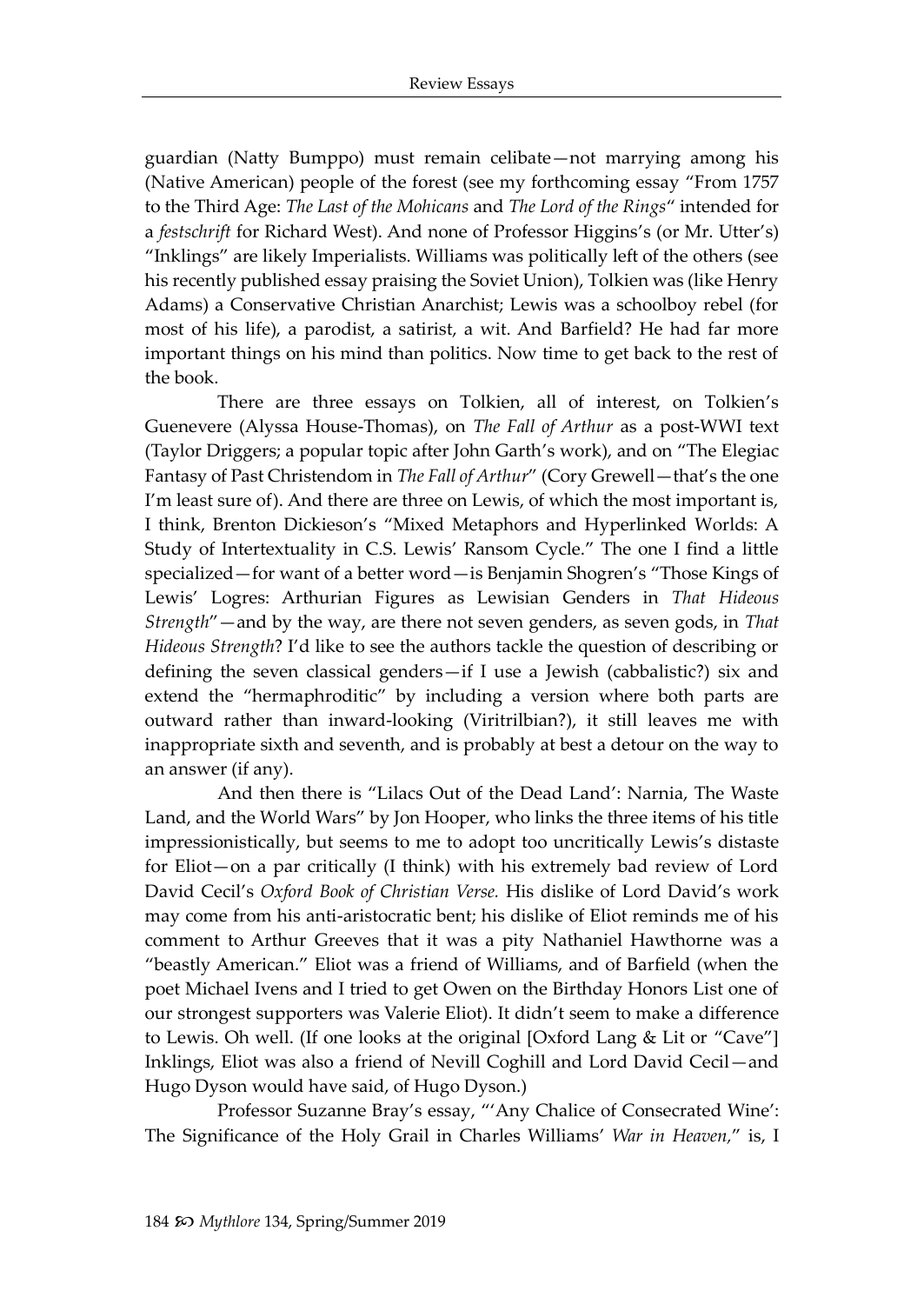guardian (Natty Bumppo) must remain celibate—not marrying among his (Native American) people of the forest (see my forthcoming essay "From 1757 to the Third Age: *The Last of the Mohicans* and *The Lord of the Rings*" intended for a *festschrift* for Richard West). And none of Professor Higgins's (or Mr. Utter's) "Inklings" are likely Imperialists. Williams was politically left of the others (see his recently published essay praising the Soviet Union), Tolkien was (like Henry Adams) a Conservative Christian Anarchist; Lewis was a schoolboy rebel (for most of his life), a parodist, a satirist, a wit. And Barfield? He had far more important things on his mind than politics. Now time to get back to the rest of the book.

There are three essays on Tolkien, all of interest, on Tolkien's Guenevere (Alyssa House-Thomas), on *The Fall of Arthur* as a post-WWI text (Taylor Driggers; a popular topic after John Garth's work), and on "The Elegiac Fantasy of Past Christendom in *The Fall of Arthur*" (Cory Grewell—that's the one I'm least sure of). And there are three on Lewis, of which the most important is, I think, Brenton Dickieson's "Mixed Metaphors and Hyperlinked Worlds: A Study of Intertextuality in C.S. Lewis' Ransom Cycle." The one I find a little specialized—for want of a better word—is Benjamin Shogren's "Those Kings of Lewis' Logres: Arthurian Figures as Lewisian Genders in *That Hideous Strength*"—and by the way, are there not seven genders, as seven gods, in *That Hideous Strength*? I'd like to see the authors tackle the question of describing or defining the seven classical genders—if I use a Jewish (cabbalistic?) six and extend the "hermaphroditic" by including a version where both parts are outward rather than inward-looking (Viritrilbian?), it still leaves me with inappropriate sixth and seventh, and is probably at best a detour on the way to an answer (if any).

And then there is "Lilacs Out of the Dead Land': Narnia, The Waste Land, and the World Wars" by Jon Hooper, who links the three items of his title impressionistically, but seems to me to adopt too uncritically Lewis's distaste for Eliot—on a par critically (I think) with his extremely bad review of Lord David Cecil's *Oxford Book of Christian Verse.* His dislike of Lord David's work may come from his anti-aristocratic bent; his dislike of Eliot reminds me of his comment to Arthur Greeves that it was a pity Nathaniel Hawthorne was a "beastly American." Eliot was a friend of Williams, and of Barfield (when the poet Michael Ivens and I tried to get Owen on the Birthday Honors List one of our strongest supporters was Valerie Eliot). It didn't seem to make a difference to Lewis. Oh well. (If one looks at the original [Oxford Lang & Lit or "Cave"] Inklings, Eliot was also a friend of Nevill Coghill and Lord David Cecil—and Hugo Dyson would have said, of Hugo Dyson.)

Professor Suzanne Bray's essay, "'Any Chalice of Consecrated Wine': The Significance of the Holy Grail in Charles Williams' *War in Heaven*," is, I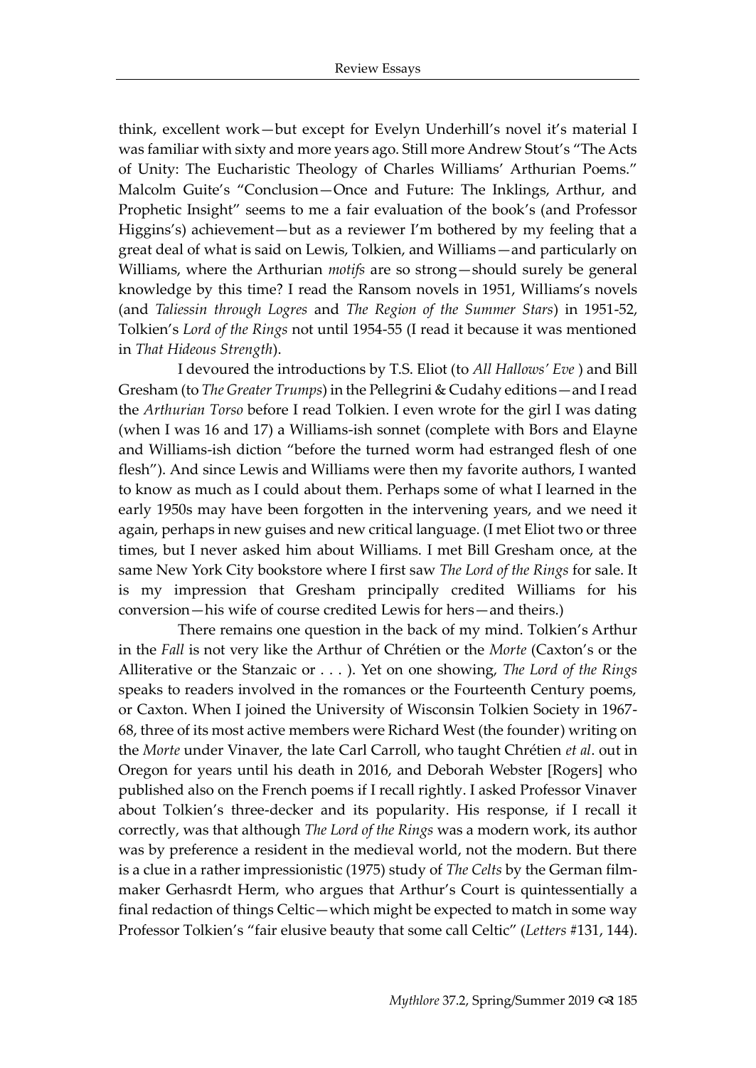think, excellent work—but except for Evelyn Underhill's novel it's material I was familiar with sixty and more years ago. Still more Andrew Stout's "The Acts of Unity: The Eucharistic Theology of Charles Williams' Arthurian Poems." Malcolm Guite's "Conclusion—Once and Future: The Inklings, Arthur, and Prophetic Insight" seems to me a fair evaluation of the book's (and Professor Higgins's) achievement—but as a reviewer I'm bothered by my feeling that a great deal of what is said on Lewis, Tolkien, and Williams—and particularly on Williams, where the Arthurian *motifs* are so strong—should surely be general knowledge by this time? I read the Ransom novels in 1951, Williams's novels (and *Taliessin through Logres* and *The Region of the Summer Stars*) in 1951-52, Tolkien's *Lord of the Rings* not until 1954-55 (I read it because it was mentioned in *That Hideous Strength*).

I devoured the introductions by T.S. Eliot (to *All Hallows' Eve* ) and Bill Gresham (to *The Greater Trumps*) in the Pellegrini & Cudahy editions—and I read the *Arthurian Torso* before I read Tolkien. I even wrote for the girl I was dating (when I was 16 and 17) a Williams-ish sonnet (complete with Bors and Elayne and Williams-ish diction "before the turned worm had estranged flesh of one flesh"). And since Lewis and Williams were then my favorite authors, I wanted to know as much as I could about them. Perhaps some of what I learned in the early 1950s may have been forgotten in the intervening years, and we need it again, perhaps in new guises and new critical language. (I met Eliot two or three times, but I never asked him about Williams. I met Bill Gresham once, at the same New York City bookstore where I first saw *The Lord of the Rings* for sale. It is my impression that Gresham principally credited Williams for his conversion—his wife of course credited Lewis for hers—and theirs.)

There remains one question in the back of my mind. Tolkien's Arthur in the *Fall* is not very like the Arthur of Chrétien or the *Morte* (Caxton's or the Alliterative or the Stanzaic or . . . ). Yet on one showing, *The Lord of the Rings* speaks to readers involved in the romances or the Fourteenth Century poems, or Caxton. When I joined the University of Wisconsin Tolkien Society in 1967-68, three of its most active members were Richard West (the founder) writing on the *Morte* under Vinaver, the late Carl Carroll, who taught Chrétien *et al*. out in Oregon for years until his death in 2016, and Deborah Webster [Rogers] who published also on the French poems if I recall rightly. I asked Professor Vinaver about Tolkien's three-decker and its popularity. His response, if I recall it correctly, was that although *The Lord of the Rings* was a modern work, its author was by preference a resident in the medieval world, not the modern. But there is a clue in a rather impressionistic (1975) study of *The Celts* by the German film-maker Gerhasrdt Herm, who argues that Arthur's Court is quintessentially a final redaction of things Celtic—which might be expected to match in some way Professor Tolkien's "fair elusive beauty that some call Celtic" (*Letters* #131, 144).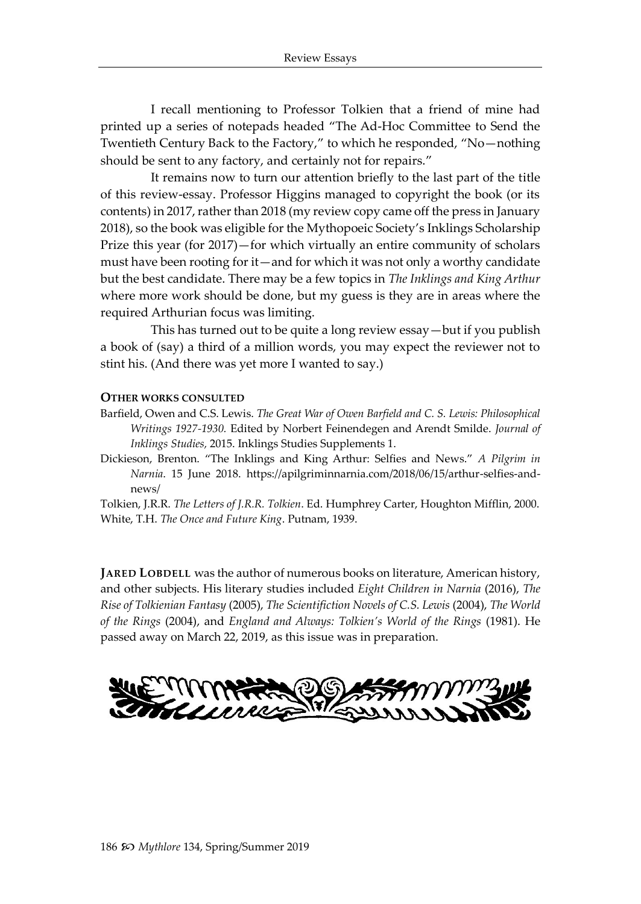I recall mentioning to Professor Tolkien that a friend of mine had printed up a series of notepads headed "The Ad-Hoc Committee to Send the Twentieth Century Back to the Factory," to which he responded, "No—nothing should be sent to any factory, and certainly not for repairs."

It remains now to turn our attention briefly to the last part of the title of this review-essay. Professor Higgins managed to copyright the book (or its contents) in 2017, rather than 2018 (my review copy came off the press in January 2018), so the book was eligible for the Mythopoeic Society's Inklings Scholarship Prize this year (for 2017)—for which virtually an entire community of scholars must have been rooting for it—and for which it was not only a worthy candidate but the best candidate. There may be a few topics in *The Inklings and King Arthur* where more work should be done, but my guess is they are in areas where the required Arthurian focus was limiting.

This has turned out to be quite a long review essay—but if you publish a book of (say) a third of a million words, you may expect the reviewer not to stint his. (And there was yet more I wanted to say.)

**OTHER WORKS CONSULTED**

Barfield, Owen and C.S. Lewis. *The Great War of Owen Barfield and C. S. Lewis: Philosophical Writings 1927-1930.* Edited by Norbert Feinendegen and Arendt Smilde. *Journal of Inklings Studies,* 2015. Inklings Studies Supplements 1.

Dickieson, Brenton. "The Inklings and King Arthur: Selfies and News." *A Pilgrim in Narnia*. 15 June 2018. https://apilgriminnarnia.com/2018/06/15/arthur-selfies-and-news/

Tolkien, J.R.R. *The Letters of J.R.R. Tolkien*. Ed. Humphrey Carter, Houghton Mifflin, 2000.

White, T.H. *The Once and Future King*. Putnam, 1939.

**JARED LOBDELL** was the author of numerous books on literature, American history, and other subjects. His literary studies included *Eight Children in Narnia* (2016), *The Rise of Tolkienian Fantasy* (2005), *The Scientifiction Novels of C.S. Lewis* (2004), *The World of the Rings* (2004), and *England and Always: Tolkien's World of the Rings* (1981). He passed away on March 22, 2019, as this issue was in preparation.